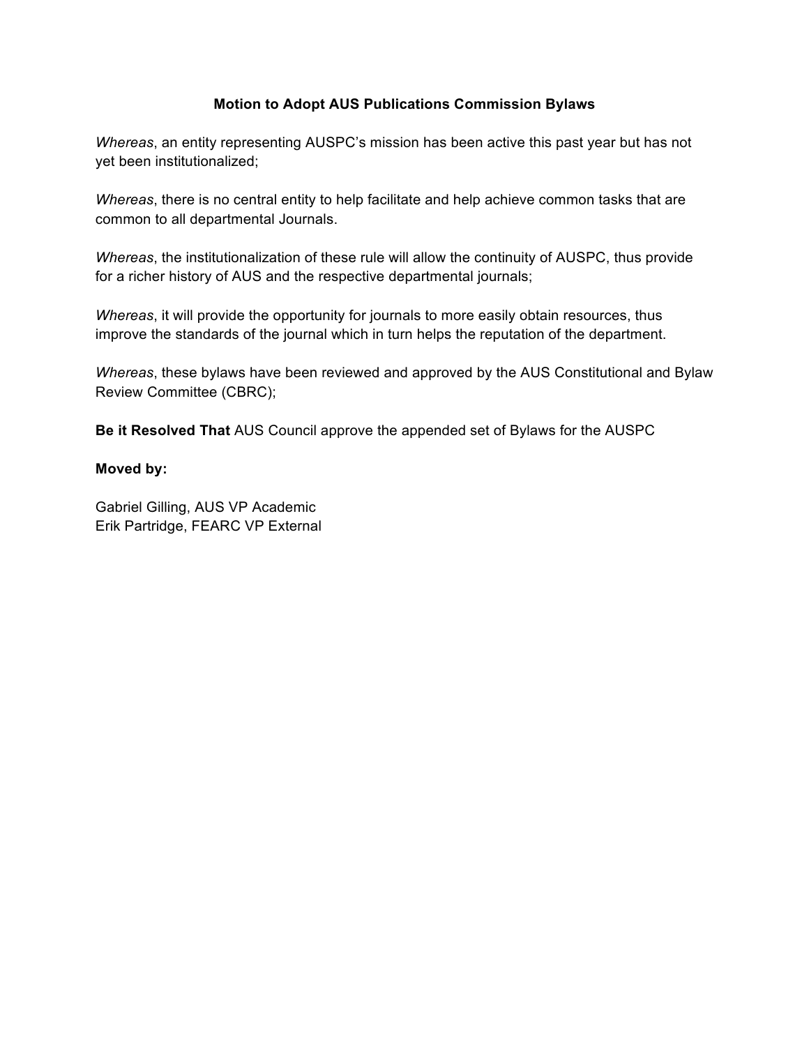**Motion to Adopt AUS Publications Commission Bylaws**

*Whereas*, an entity representing AUSPC's mission has been active this past year but has not yet been institutionalized;

*Whereas*, there is no central entity to help facilitate and help achieve common tasks that are common to all departmental Journals.

*Whereas*, the institutionalization of these rule will allow the continuity of AUSPC, thus provide for a richer history of AUS and the respective departmental journals;

*Whereas*, it will provide the opportunity for journals to more easily obtain resources, thus improve the standards of the journal which in turn helps the reputation of the department.

*Whereas*, these bylaws have been reviewed and approved by the AUS Constitutional and Bylaw Review Committee (CBRC);

**Be it Resolved That** AUS Council approve the appended set of Bylaws for the AUSPC

**Moved by:**

Gabriel Gilling, AUS VP Academic
Erik Partridge, FEARC VP External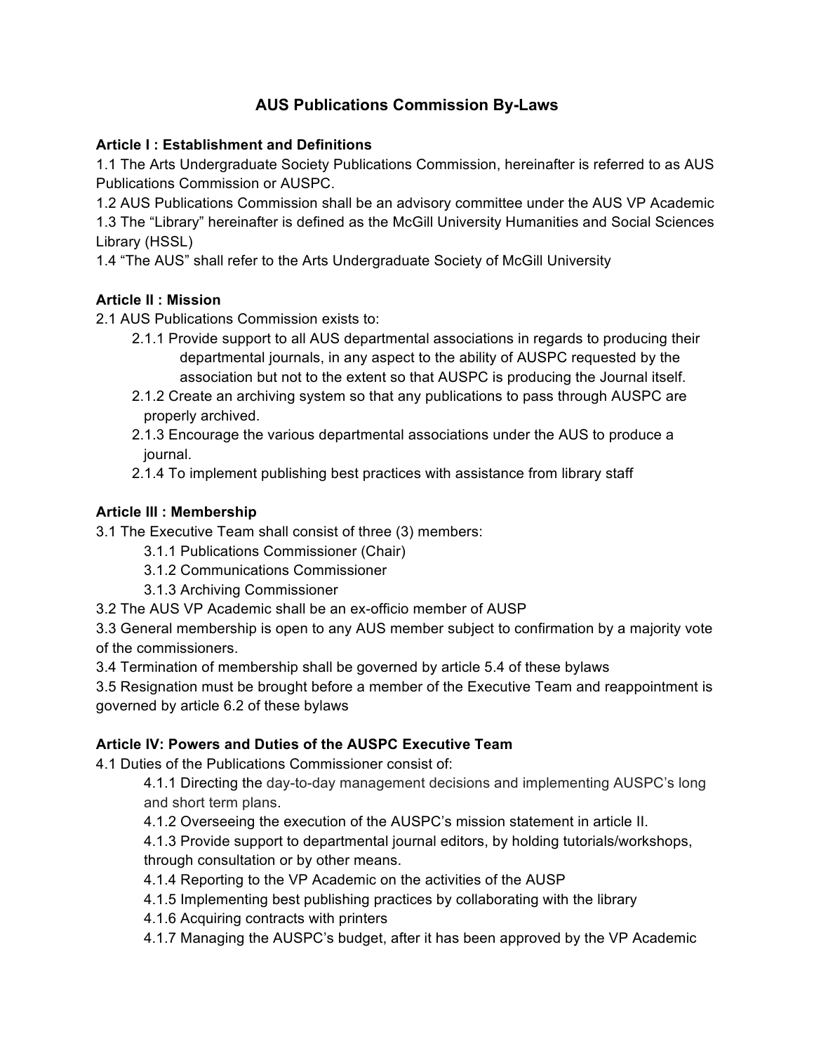# AUS Publications Commission By-Laws

**Article I : Establishment and Definitions**

1.1 The Arts Undergraduate Society Publications Commission, hereinafter is referred to as AUS Publications Commission or AUSPC.

1.2 AUS Publications Commission shall be an advisory committee under the AUS VP Academic

1.3 The "Library" hereinafter is defined as the McGill University Humanities and Social Sciences Library (HSSL)

1.4 "The AUS" shall refer to the Arts Undergraduate Society of McGill University

**Article II : Mission**

2.1 AUS Publications Commission exists to:

- 2.1.1 Provide support to all AUS departmental associations in regards to producing their departmental journals, in any aspect to the ability of AUSPC requested by the association but not to the extent so that AUSPC is producing the Journal itself.
- 2.1.2 Create an archiving system so that any publications to pass through AUSPC are properly archived.
- 2.1.3 Encourage the various departmental associations under the AUS to produce a journal.
- 2.1.4 To implement publishing best practices with assistance from library staff

**Article III : Membership**

3.1 The Executive Team shall consist of three (3) members:

- 3.1.1 Publications Commissioner (Chair)
- 3.1.2 Communications Commissioner
- 3.1.3 Archiving Commissioner

3.2 The AUS VP Academic shall be an ex-officio member of AUSP

3.3 General membership is open to any AUS member subject to confirmation by a majority vote of the commissioners.

3.4 Termination of membership shall be governed by article 5.4 of these bylaws

3.5 Resignation must be brought before a member of the Executive Team and reappointment is governed by article 6.2 of these bylaws

**Article IV: Powers and Duties of the AUSPC Executive Team**

4.1 Duties of the Publications Commissioner consist of:

- 4.1.1 Directing the day-to-day management decisions and implementing AUSPC's long and short term plans.
- 4.1.2 Overseeing the execution of the AUSPC's mission statement in article II.
- 4.1.3 Provide support to departmental journal editors, by holding tutorials/workshops, through consultation or by other means.
- 4.1.4 Reporting to the VP Academic on the activities of the AUSP
- 4.1.5 Implementing best publishing practices by collaborating with the library
- 4.1.6 Acquiring contracts with printers
- 4.1.7 Managing the AUSPC's budget, after it has been approved by the VP Academic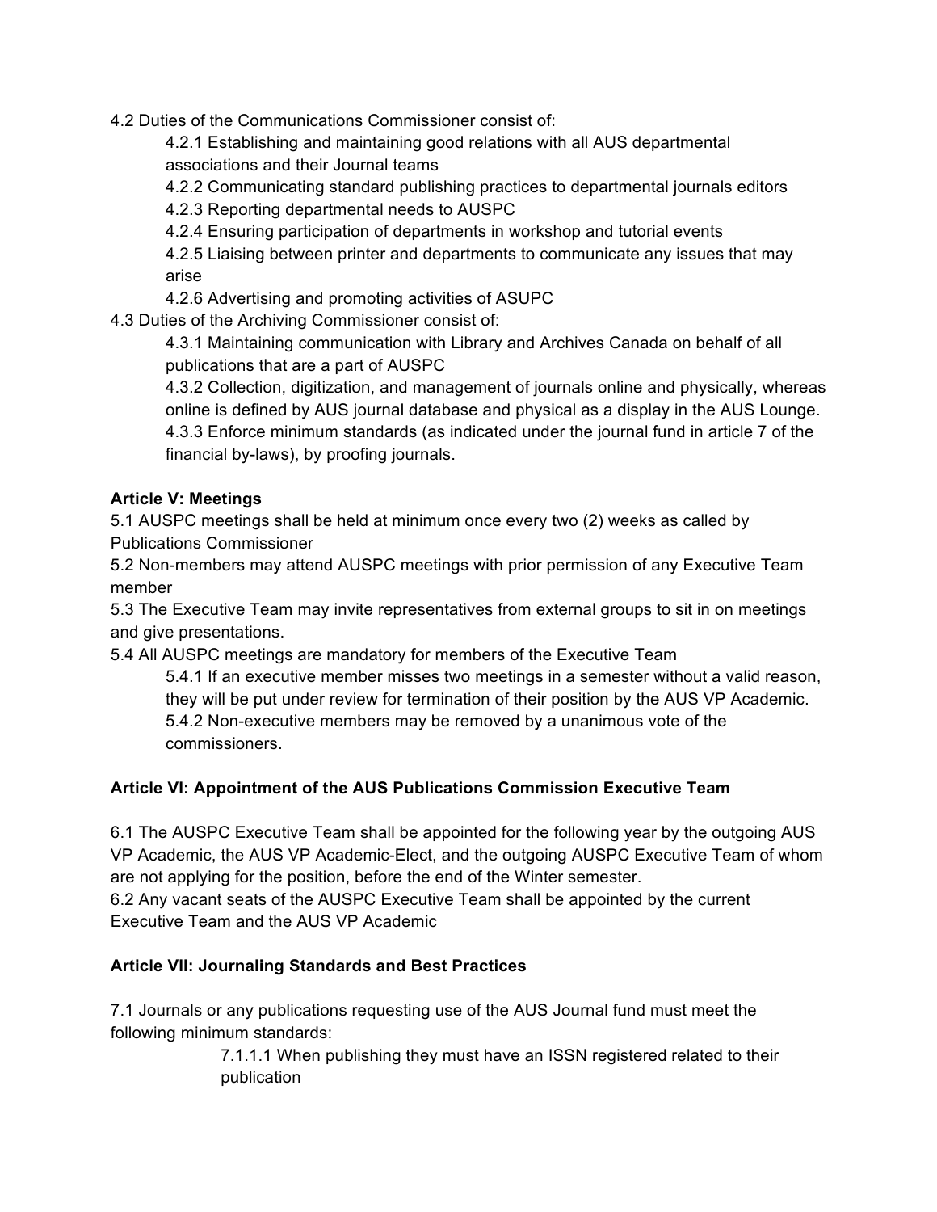4.2 Duties of the Communications Commissioner consist of:

4.2.1 Establishing and maintaining good relations with all AUS departmental associations and their Journal teams

4.2.2 Communicating standard publishing practices to departmental journals editors

4.2.3 Reporting departmental needs to AUSPC

4.2.4 Ensuring participation of departments in workshop and tutorial events

4.2.5 Liaising between printer and departments to communicate any issues that may arise

4.2.6 Advertising and promoting activities of ASUPC

4.3 Duties of the Archiving Commissioner consist of:

4.3.1 Maintaining communication with Library and Archives Canada on behalf of all publications that are a part of AUSPC

4.3.2 Collection, digitization, and management of journals online and physically, whereas online is defined by AUS journal database and physical as a display in the AUS Lounge.

4.3.3 Enforce minimum standards (as indicated under the journal fund in article 7 of the financial by-laws), by proofing journals.

**Article V: Meetings**

5.1 AUSPC meetings shall be held at minimum once every two (2) weeks as called by Publications Commissioner

5.2 Non-members may attend AUSPC meetings with prior permission of any Executive Team member

5.3 The Executive Team may invite representatives from external groups to sit in on meetings and give presentations.

5.4 All AUSPC meetings are mandatory for members of the Executive Team

5.4.1 If an executive member misses two meetings in a semester without a valid reason, they will be put under review for termination of their position by the AUS VP Academic.

5.4.2 Non-executive members may be removed by a unanimous vote of the commissioners.

**Article VI: Appointment of the AUS Publications Commission Executive Team**

6.1 The AUSPC Executive Team shall be appointed for the following year by the outgoing AUS VP Academic, the AUS VP Academic-Elect, and the outgoing AUSPC Executive Team of whom are not applying for the position, before the end of the Winter semester.

6.2 Any vacant seats of the AUSPC Executive Team shall be appointed by the current Executive Team and the AUS VP Academic

**Article VII: Journaling Standards and Best Practices**

7.1 Journals or any publications requesting use of the AUS Journal fund must meet the following minimum standards:

7.1.1.1 When publishing they must have an ISSN registered related to their publication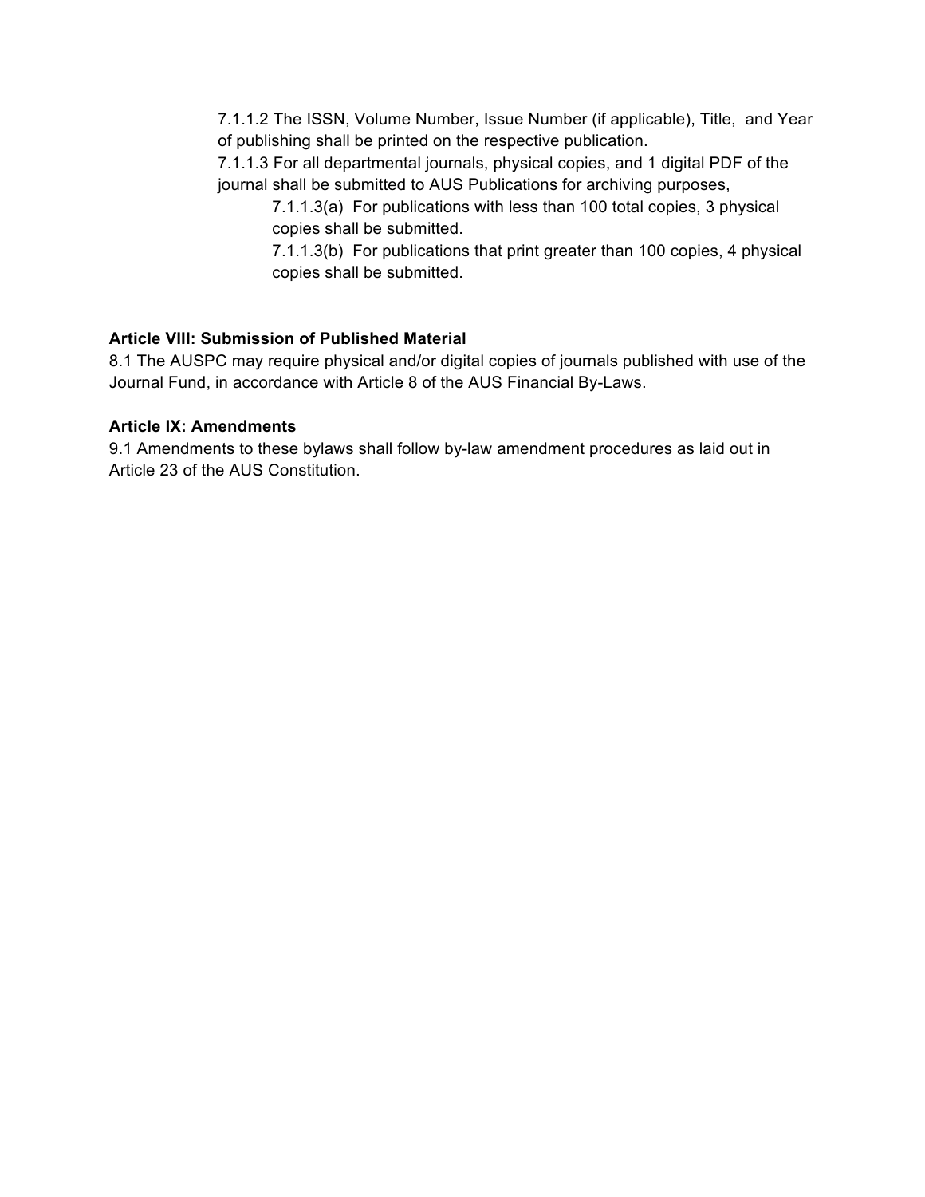7.1.1.2 The ISSN, Volume Number, Issue Number (if applicable), Title, and Year of publishing shall be printed on the respective publication.

7.1.1.3 For all departmental journals, physical copies, and 1 digital PDF of the journal shall be submitted to AUS Publications for archiving purposes,

7.1.1.3(a) For publications with less than 100 total copies, 3 physical copies shall be submitted.

7.1.1.3(b) For publications that print greater than 100 copies, 4 physical copies shall be submitted.

**Article VIII: Submission of Published Material**

8.1 The AUSPC may require physical and/or digital copies of journals published with use of the Journal Fund, in accordance with Article 8 of the AUS Financial By-Laws.

**Article IX: Amendments**

9.1 Amendments to these bylaws shall follow by-law amendment procedures as laid out in Article 23 of the AUS Constitution.